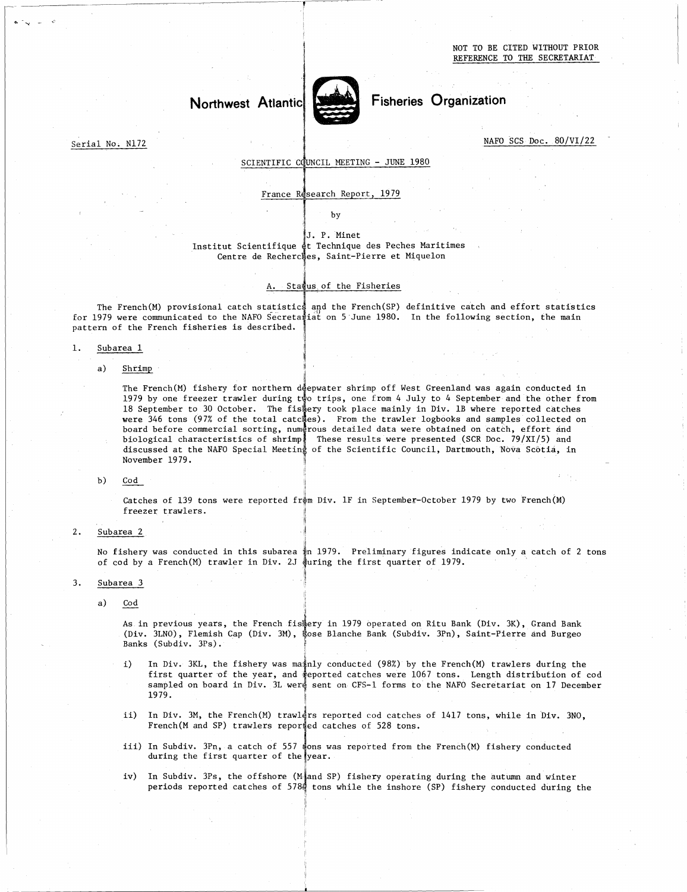NOT TO BE CITED WITHOUT PRIOR REFERENCE TO THE SECRETARIAT

# Northwest Atlantic Fisheries Organization

Serial No. N172

NAFO SCS Doc. 80/VI/22

SCIENTIFIC COUNCIL MEETING - JUNE 1980

## France Research Report, 1979

by

J. P. Minet
Institut Scientifique et Technique des Peches Maritimes
Centre de Recherches, Saint-Pierre et Miquelon

### A. Status of the Fisheries

The French(M) provisional catch statistics and the French(SP) definitive catch and effort statistics for 1979 were communicated to the NAFO Secretariat on 5 June 1980. In the following section, the main pattern of the French fisheries is described.

1. Subarea 1

   a) Shrimp

   The French(M) fishery for northern deepwater shrimp off West Greenland was again conducted in 1979 by one freezer trawler during two trips, one from 4 July to 4 September and the other from 18 September to 30 October. The fishery took place mainly in Div. 1B where reported catches were 346 tons (97% of the total catches). From the trawler logbooks and samples collected on board before commercial sorting, numerous detailed data were obtained on catch, effort and biological characteristics of shrimp. These results were presented (SCR Doc. 79/XI/5) and discussed at the NAFO Special Meeting of the Scientific Council, Dartmouth, Nova Scotia, in November 1979.

   b) Cod

   Catches of 139 tons were reported from Div. 1F in September-October 1979 by two French(M) freezer trawlers.

2. Subarea 2

   No fishery was conducted in this subarea in 1979. Preliminary figures indicate only a catch of 2 tons of cod by a French(M) trawler in Div. 2J during the first quarter of 1979.

3. Subarea 3

   a) Cod

   As in previous years, the French fishery in 1979 operated on Ritu Bank (Div. 3K), Grand Bank (Div. 3LNO), Flemish Cap (Div. 3M), Rose Blanche Bank (Subdiv. 3Pn), Saint-Pierre and Burgeo Banks (Subdiv. 3Ps).

   i) In Div. 3KL, the fishery was mainly conducted (98%) by the French(M) trawlers during the first quarter of the year, and reported catches were 1067 tons. Length distribution of cod sampled on board in Div. 3L were sent on CFS-1 forms to the NAFO Secretariat on 17 December 1979.

   ii) In Div. 3M, the French(M) trawlers reported cod catches of 1417 tons, while in Div. 3NO, French(M and SP) trawlers reported catches of 528 tons.

   iii) In Subdiv. 3Pn, a catch of 557 tons was reported from the French(M) fishery conducted during the first quarter of the year.

   iv) In Subdiv. 3Ps, the offshore (M and SP) fishery operating during the autumn and winter periods reported catches of 5780 tons while the inshore (SP) fishery conducted during the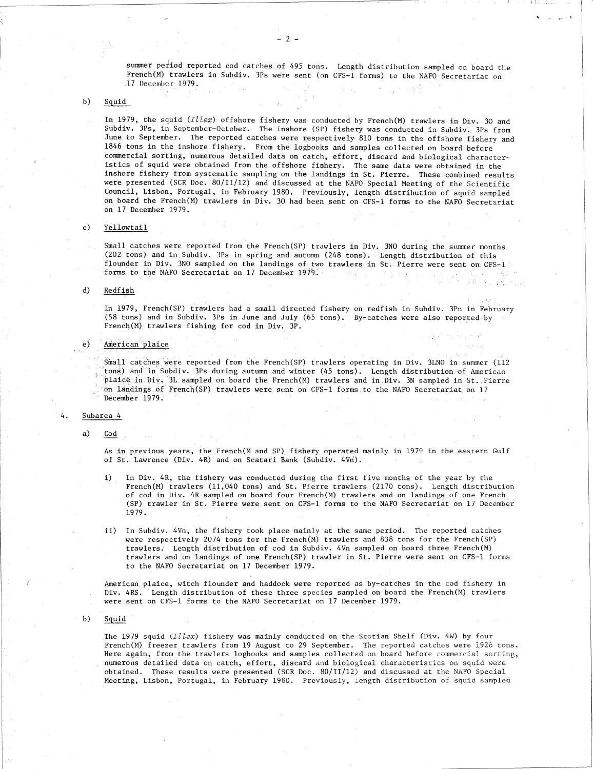summer period reported cod catches of 495 tons. Length distribution sampled on board the French(M) trawlers in Subdiv. 3Ps were sent (on CFS-1 forms) to the NAFO Secretariat on 17 December 1979.

b) Squid

In 1979, the squid (*Illex*) offshore fishery was conducted by French(M) trawlers in Div. 30 and Subdiv. 3Ps, in September-October. The inshore (SP) fishery was conducted in Subdiv. 3Ps from June to September. The reported catches were respectively 810 tons in the offshore fishery and 1846 tons in the inshore fishery. From the logbooks and samples collected on board before commercial sorting, numerous detailed data on catch, effort, discard and biological characteristics of squid were obtained from the offshore fishery. The same data were obtained in the inshore fishery from systematic sampling on the landings in St. Pierre. These combined results were presented (SCR Doc. 80/II/12) and discussed at the NAFO Special Meeting of the Scientific Council, Lisbon, Portugal, in February 1980. Previously, length distribution of squid sampled on board the French(M) trawlers in Div. 30 had been sent on CFS-1 forms to the NAFO Secretariat on 17 December 1979.

c) Yellowtail

Small catches were reported from the French(SP) trawlers in Div. 3NO during the summer months (202 tons) and in Subdiv. 3Ps in spring and autumn (248 tons). Length distribution of this flounder in Div. 3NO sampled on the landings of two trawlers in St. Pierre were sent on CFS-1 forms to the NAFO Secretariat on 17 December 1979.

d) Redfish

In 1979, French(SP) trawlers had a small directed fishery on redfish in Subdiv. 3Pn in February (58 tons) and in Subdiv. 3Ps in June and July (65 tons). By-catches were also reported by French(M) trawlers fishing for cod in Div. 3P.

e) American plaice

Small catches were reported from the French(SP) trawlers operating in Div. 3LNO in summer (112 tons) and in Subdiv. 3Ps during autumn and winter (45 tons). Length distribution of American plaice in Div. 3L sampled on board the French(M) trawlers and in Div. 3N sampled in St. Pierre on landings of French(SP) trawlers were sent on CFS-1 forms to the NAFO Secretariat on 17 December 1979.

4. Subarea 4

a) Cod

As in previous years, the French(M and SP) fishery operated mainly in 1979 in the eastern Gulf of St. Lawrence (Div. 4R) and on Scatari Bank (Subdiv. 4Vn).

i) In Div. 4R, the fishery was conducted during the first five months of the year by the French(M) trawlers (11,040 tons) and St. Pierre trawlers (2170 tons). Length distribution of cod in Div. 4R sampled on board four French(M) trawlers and on landings of one French (SP) trawler in St. Pierre were sent on CFS-1 forms to the NAFO Secretariat on 17 December 1979.

ii) In Subdiv. 4Vn, the fishery took place mainly at the same period. The reported catches were respectively 2074 tons for the French(M) trawlers and 838 tons for the French(SP) trawlers. Length distribution of cod in Subdiv. 4Vn sampled on board three French(M) trawlers and on landings of one French(SP) trawler in St. Pierre were sent on CFS-1 forms to the NAFO Secretariat on 17 December 1979.

American plaice, witch flounder and haddock were reported as by-catches in the cod fishery in Div. 4RS. Length distribution of these three species sampled on board the French(M) trawlers were sent on CFS-1 forms to the NAFO Secretariat on 17 December 1979.

b) Squid

The 1979 squid (*Illex*) fishery was mainly conducted on the Scotian Shelf (Div. 4W) by four French(M) freezer trawlers from 19 August to 29 September. The reported catches were 1926 tons. Here again, from the trawlers logbooks and samples collected on board before commercial sorting, numerous detailed data on catch, effort, discard and biological characteristics on squid were obtained. These results were presented (SCR Doc. 80/II/12) and discussed at the NAFO Special Meeting, Lisbon, Portugal, in February 1980. Previously, length distribution of squid sampled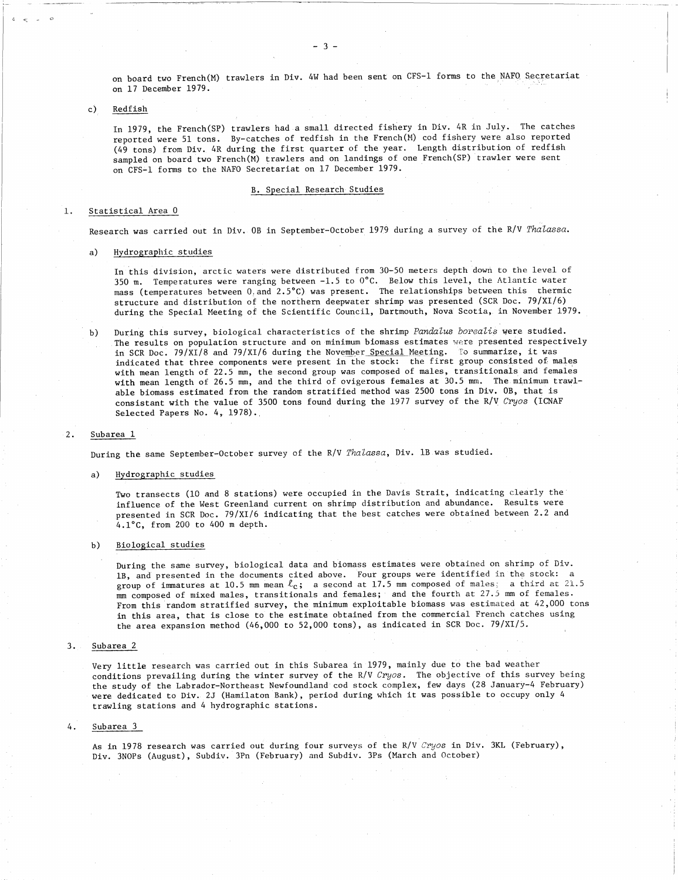on board two French(M) trawlers in Div. 4W had been sent on CFS-1 forms to the NAFO Secretariat on 17 December 1979.

c) Redfish

In 1979, the French(SP) trawlers had a small directed fishery in Div. 4R in July. The catches reported were 51 tons. By-catches of redfish in the French(M) cod fishery were also reported (49 tons) from Div. 4R during the first quarter of the year. Length distribution of redfish sampled on board two French(M) trawlers and on landings of one French(SP) trawler were sent on CFS-1 forms to the NAFO Secretariat on 17 December 1979.

## B. Special Research Studies

### 1. Statistical Area 0

Research was carried out in Div. 0B in September-October 1979 during a survey of the R/V *Thalassa*.

a) Hydrographic studies

In this division, arctic waters were distributed from 30-50 meters depth down to the level of 350 m. Temperatures were ranging between -1.5 to 0°C. Below this level, the Atlantic water mass (temperatures between 0 and 2.5°C) was present. The relationships between this thermic structure and distribution of the northern deepwater shrimp was presented (SCR Doc. 79/XI/6) during the Special Meeting of the Scientific Council, Dartmouth, Nova Scotia, in November 1979.

b) During this survey, biological characteristics of the shrimp *Pandalus borealis* were studied. The results on population structure and on minimum biomass estimates were presented respectively in SCR Doc. 79/XI/8 and 79/XI/6 during the November Special Meeting. To summarize, it was indicated that three components were present in the stock: the first group consisted of males with mean length of 22.5 mm, the second group was composed of males, transitionals and females with mean length of 26.5 mm, and the third of ovigerous females at 30.5 mm. The minimum trawlable biomass estimated from the random stratified method was 2500 tons in Div. 0B, that is consistant with the value of 3500 tons found during the 1977 survey of the R/V *Cryos* (ICNAF Selected Papers No. 4, 1978).

### 2. Subarea 1

During the same September-October survey of the R/V *Thalassa*, Div. 1B was studied.

a) Hydrographic studies

Two transects (10 and 8 stations) were occupied in the Davis Strait, indicating clearly the influence of the West Greenland current on shrimp distribution and abundance. Results were presented in SCR Doc. 79/XI/6 indicating that the best catches were obtained between 2.2 and 4.1°C, from 200 to 400 m depth.

b) Biological studies

During the same survey, biological data and biomass estimates were obtained on shrimp of Div. 1B, and presented in the documents cited above. Four groups were identified in the stock: a group of immatures at 10.5 mm mean $\ell_c$; a second at 17.5 mm composed of males; a third at 21.5 mm composed of mixed males, transitionals and females; and the fourth at 27.5 mm of females. From this random stratified survey, the minimum exploitable biomass was estimated at 42,000 tons in this area, that is close to the estimate obtained from the commercial French catches using the area expansion method (46,000 to 52,000 tons), as indicated in SCR Doc. 79/XI/5.

### 3. Subarea 2

Very little research was carried out in this Subarea in 1979, mainly due to the bad weather conditions prevailing during the winter survey of the R/V *Cryos*. The objective of this survey being the study of the Labrador-Northeast Newfoundland cod stock complex, few days (28 January-4 February) were dedicated to Div. 2J (Hamilaton Bank), period during which it was possible to occupy only 4 trawling stations and 4 hydrographic stations.

### 4. Subarea 3

As in 1978 research was carried out during four surveys of the R/V *Cryos* in Div. 3KL (February), Div. 3NOPs (August), Subdiv. 3Pn (February) and Subdiv. 3Ps (March and October)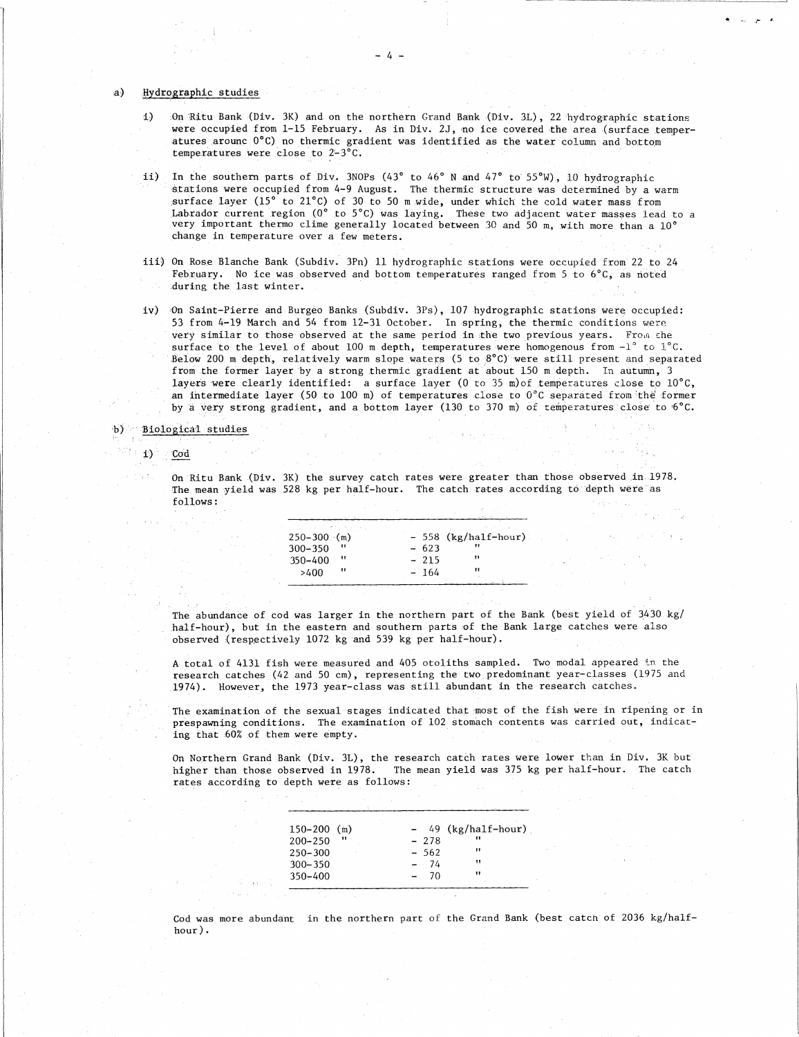a) Hydrographic studies

i) On Ritu Bank (Div. 3K) and on the northern Grand Bank (Div. 3L), 22 hydrographic stations were occupied from 1-15 February. As in Div. 2J, no ice covered the area (surface temperatures arounc 0°C) no thermic gradient was identified as the water column and bottom temperatures were close to 2-3°C.

ii) In the southern parts of Div. 3NOPs (43° to 46° N and 47° to 55°W), 10 hydrographic stations were occupied from 4-9 August. The thermic structure was determined by a warm surface layer (15° to 21°C) of 30 to 50 m wide, under which the cold water mass from Labrador current region (0° to 5°C) was laying. These two adjacent water masses lead to a very important thermo clime generally located between 30 and 50 m, with more than a 10° change in temperature over a few meters.

iii) On Rose Blanche Bank (Subdiv. 3Pn) 11 hydrographic stations were occupied from 22 to 24 February. No ice was observed and bottom temperatures ranged from 5 to 6°C, as noted during the last winter.

iv) On Saint-Pierre and Burgeo Banks (Subdiv. 3Ps), 107 hydrographic stations were occupied: 53 from 4-19 March and 54 from 12-31 October. In spring, the thermic conditions were very similar to those observed at the same period in the two previous years. From the surface to the level of about 100 m depth, temperatures were homogenous from -1° to 1°C. Below 200 m depth, relatively warm slope waters (5 to 8°C) were still present and separated from the former layer by a strong thermic gradient at about 150 m depth. In autumn, 3 layers were clearly identified: a surface layer (0 to 35 m)of temperatures close to 10°C, an intermediate layer (50 to 100 m) of temperatures close to 0°C separated from the former by a very strong gradient, and a bottom layer (130 to 370 m) of temperatures close to 6°C.

b) Biological studies

i) Cod

On Ritu Bank (Div. 3K) the survey catch rates were greater than those observed in 1978. The mean yield was 528 kg per half-hour. The catch rates according to depth were as follows:

| Depth | Catch rate |
|---|---|
| 250-300 (m) | - 558 (kg/half-hour) |
| 300-350 " | - 623 " |
| 350-400 " | - 215 " |
| >400 " | - 164 " |

The abundance of cod was larger in the northern part of the Bank (best yield of 3430 kg/half-hour), but in the eastern and southern parts of the Bank large catches were also observed (respectively 1072 kg and 539 kg per half-hour).

A total of 4131 fish were measured and 405 otoliths sampled. Two modal appeared in the research catches (42 and 50 cm), representing the two predominant year-classes (1975 and 1974). However, the 1973 year-class was still abundant in the research catches.

The examination of the sexual stages indicated that most of the fish were in ripening or in prespawning conditions. The examination of 102 stomach contents was carried out, indicating that 60% of them were empty.

On Northern Grand Bank (Div. 3L), the research catch rates were lower than in Div. 3K but higher than those observed in 1978. The mean yield was 375 kg per half-hour. The catch rates according to depth were as follows:

| Depth | Catch rate |
|---|---|
| 150-200 (m) | - 49 (kg/half-hour) |
| 200-250 " | - 278 " |
| 250-300 | - 562 " |
| 300-350 | - 74 " |
| 350-400 | - 70 " |

Cod was more abundant in the northern part of the Grand Bank (best catch of 2036 kg/half-hour).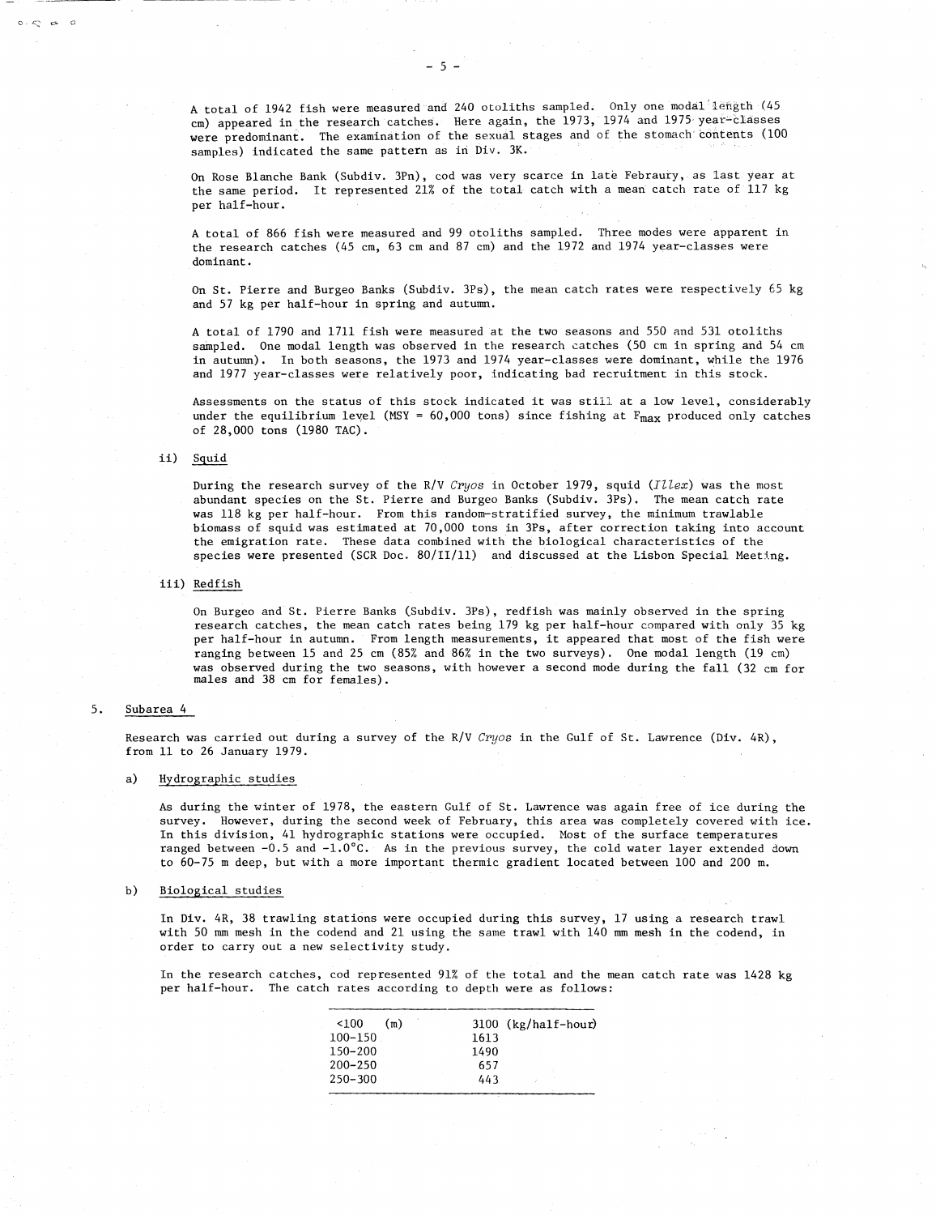A total of 1942 fish were measured and 240 otoliths sampled. Only one modal length (45 cm) appeared in the research catches. Here again, the 1973, 1974 and 1975 year-classes were predominant. The examination of the sexual stages and of the stomach contents (100 samples) indicated the same pattern as in Div. 3K.

On Rose Blanche Bank (Subdiv. 3Pn), cod was very scarce in late Febraury, as last year at the same period. It represented 21% of the total catch with a mean catch rate of 117 kg per half-hour.

A total of 866 fish were measured and 99 otoliths sampled. Three modes were apparent in the research catches (45 cm, 63 cm and 87 cm) and the 1972 and 1974 year-classes were dominant.

On St. Pierre and Burgeo Banks (Subdiv. 3Ps), the mean catch rates were respectively 65 kg and 57 kg per half-hour in spring and autumn.

A total of 1790 and 1711 fish were measured at the two seasons and 550 and 531 otoliths sampled. One modal length was observed in the research catches (50 cm in spring and 54 cm in autumn). In both seasons, the 1973 and 1974 year-classes were dominant, while the 1976 and 1977 year-classes were relatively poor, indicating bad recruitment in this stock.

Assessments on the status of this stock indicated it was still at a low level, considerably under the equilibrium level (MSY = 60,000 tons) since fishing at $F_{max}$ produced only catches of 28,000 tons (1980 TAC).

ii) Squid

During the research survey of the R/V *Cryos* in October 1979, squid (*Illex*) was the most abundant species on the St. Pierre and Burgeo Banks (Subdiv. 3Ps). The mean catch rate was 118 kg per half-hour. From this random-stratified survey, the minimum trawlable biomass of squid was estimated at 70,000 tons in 3Ps, after correction taking into account the emigration rate. These data combined with the biological characteristics of the species were presented (SCR Doc. 80/II/11) and discussed at the Lisbon Special Meeting.

iii) Redfish

On Burgeo and St. Pierre Banks (Subdiv. 3Ps), redfish was mainly observed in the spring research catches, the mean catch rates being 179 kg per half-hour compared with only 35 kg per half-hour in autumn. From length measurements, it appeared that most of the fish were ranging between 15 and 25 cm (85% and 86% in the two surveys). One modal length (19 cm) was observed during the two seasons, with however a second mode during the fall (32 cm for males and 38 cm for females).

5. Subarea 4

Research was carried out during a survey of the R/V *Cryos* in the Gulf of St. Lawrence (Div. 4R), from 11 to 26 January 1979.

a) Hydrographic studies

As during the winter of 1978, the eastern Gulf of St. Lawrence was again free of ice during the survey. However, during the second week of February, this area was completely covered with ice. In this division, 41 hydrographic stations were occupied. Most of the surface temperatures ranged between -0.5 and -1.0°C. As in the previous survey, the cold water layer extended down to 60-75 m deep, but with a more important thermic gradient located between 100 and 200 m.

b) Biological studies

In Div. 4R, 38 trawling stations were occupied during this survey, 17 using a research trawl with 50 mm mesh in the codend and 21 using the same trawl with 140 mm mesh in the codend, in order to carry out a new selectivity study.

In the research catches, cod represented 91% of the total and the mean catch rate was 1428 kg per half-hour. The catch rates according to depth were as follows:

| Depth (m) | Catch rate (kg/half-hour) |
|---|---|
| <100 | 3100 |
| 100-150 | 1613 |
| 150-200 | 1490 |
| 200-250 | 657 |
| 250-300 | 443 |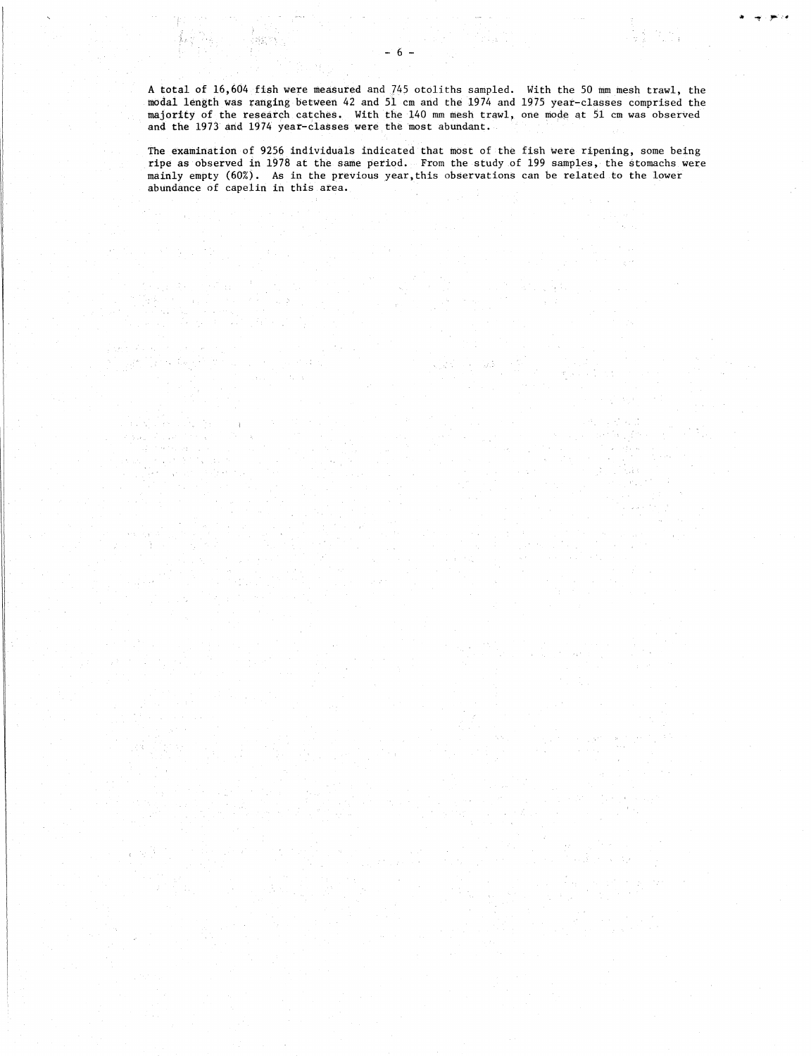A total of 16,604 fish were measured and 745 otoliths sampled. With the 50 mm mesh trawl, the modal length was ranging between 42 and 51 cm and the 1974 and 1975 year-classes comprised the majority of the research catches. With the 140 mm mesh trawl, one mode at 51 cm was observed and the 1973 and 1974 year-classes were the most abundant.

The examination of 9256 individuals indicated that most of the fish were ripening, some being ripe as observed in 1978 at the same period. From the study of 199 samples, the stomachs were mainly empty (60%). As in the previous year,this observations can be related to the lower abundance of capelin in this area.